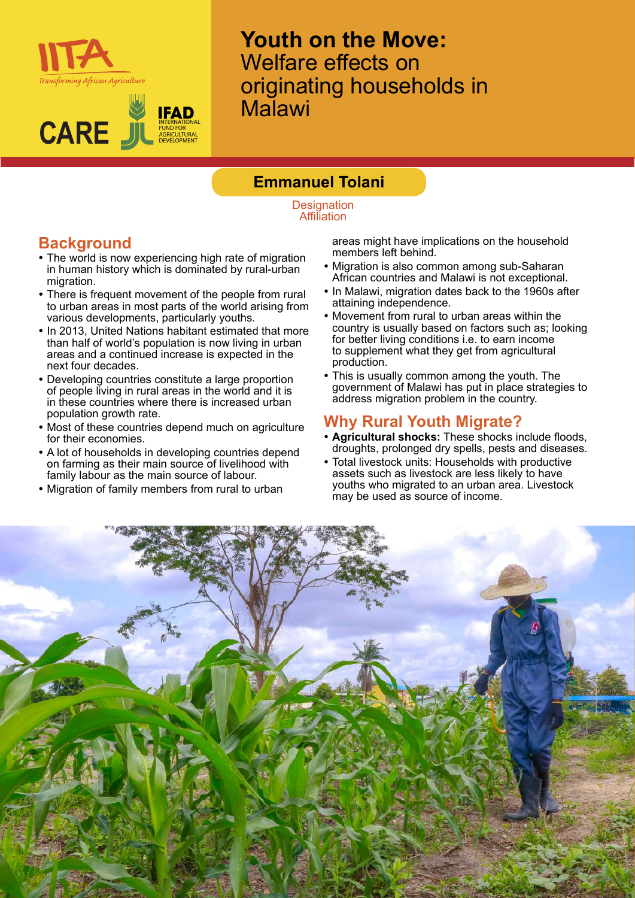IITA
*Transforming African Agriculture*

CARE

IFAD
INTERNATIONAL FUND FOR AGRICULTURAL DEVELOPMENT

# **Youth on the Move:** Welfare effects on originating households in Malawi

**Emmanuel Tolani**

Designation
Affiliation

## Background

- The world is now experiencing high rate of migration in human history which is dominated by rural-urban migration.
- There is frequent movement of the people from rural to urban areas in most parts of the world arising from various developments, particularly youths.
- In 2013, United Nations habitant estimated that more than half of world's population is now living in urban areas and a continued increase is expected in the next four decades.
- Developing countries constitute a large proportion of people living in rural areas in the world and it is in these countries where there is increased urban population growth rate.
- Most of these countries depend much on agriculture for their economies.
- A lot of households in developing countries depend on farming as their main source of livelihood with family labour as the main source of labour.
- Migration of family members from rural to urban areas might have implications on the household members left behind.
- Migration is also common among sub-Saharan African countries and Malawi is not exceptional.
- In Malawi, migration dates back to the 1960s after attaining independence.
- Movement from rural to urban areas within the country is usually based on factors such as; looking for better living conditions i.e. to earn income to supplement what they get from agricultural production.
- This is usually common among the youth. The government of Malawi has put in place strategies to address migration problem in the country.

## Why Rural Youth Migrate?

- **Agricultural shocks:** These shocks include floods, droughts, prolonged dry spells, pests and diseases.
- Total livestock units: Households with productive assets such as livestock are less likely to have youths who migrated to an urban area. Livestock may be used as source of income.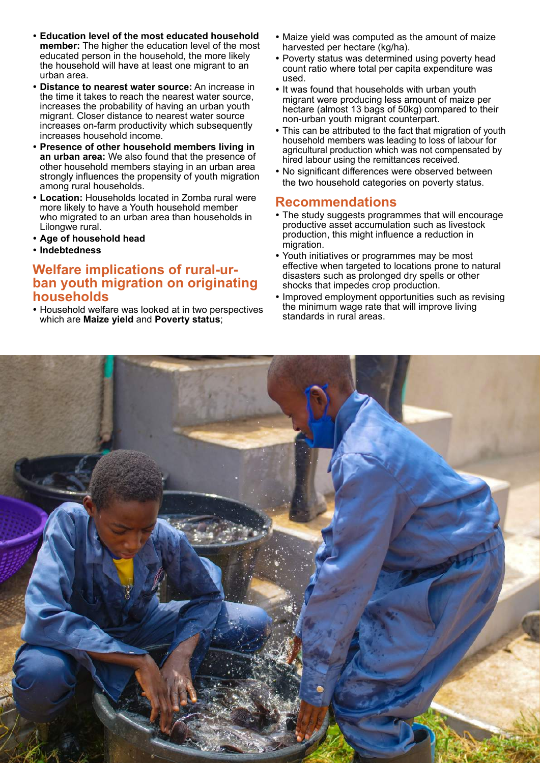- **Education level of the most educated household member:** The higher the education level of the most educated person in the household, the more likely the household will have at least one migrant to an urban area.
- **Distance to nearest water source:** An increase in the time it takes to reach the nearest water source, increases the probability of having an urban youth migrant. Closer distance to nearest water source increases on-farm productivity which subsequently increases household income.
- **Presence of other household members living in an urban area:** We also found that the presence of other household members staying in an urban area strongly influences the propensity of youth migration among rural households.
- **Location:** Households located in Zomba rural were more likely to have a Youth household member who migrated to an urban area than households in Lilongwe rural.
- **Age of household head**
- **Indebtedness**

## Welfare implications of rural-urban youth migration on originating households

- Household welfare was looked at in two perspectives which are **Maize yield** and **Poverty status**;
- Maize yield was computed as the amount of maize harvested per hectare (kg/ha).
- Poverty status was determined using poverty head count ratio where total per capita expenditure was used.
- It was found that households with urban youth migrant were producing less amount of maize per hectare (almost 13 bags of 50kg) compared to their non-urban youth migrant counterpart.
- This can be attributed to the fact that migration of youth household members was leading to loss of labour for agricultural production which was not compensated by hired labour using the remittances received.
- No significant differences were observed between the two household categories on poverty status.

## Recommendations

- The study suggests programmes that will encourage productive asset accumulation such as livestock production, this might influence a reduction in migration.
- Youth initiatives or programmes may be most effective when targeted to locations prone to natural disasters such as prolonged dry spells or other shocks that impedes crop production.
- Improved employment opportunities such as revising the minimum wage rate that will improve living standards in rural areas.